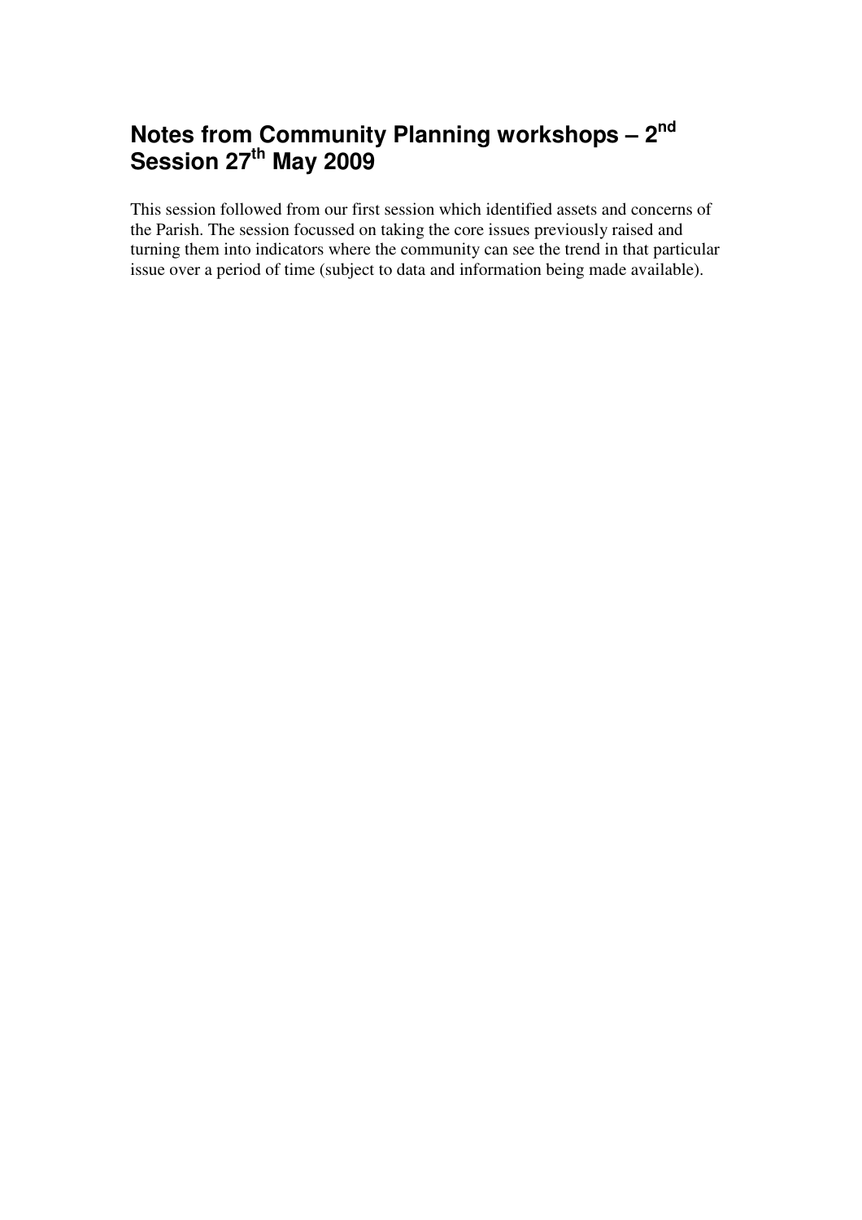# Notes from Community Planning workshops – 2nd Session 27th May 2009

This session followed from our first session which identified assets and concerns of the Parish. The session focussed on taking the core issues previously raised and turning them into indicators where the community can see the trend in that particular issue over a period of time (subject to data and information being made available).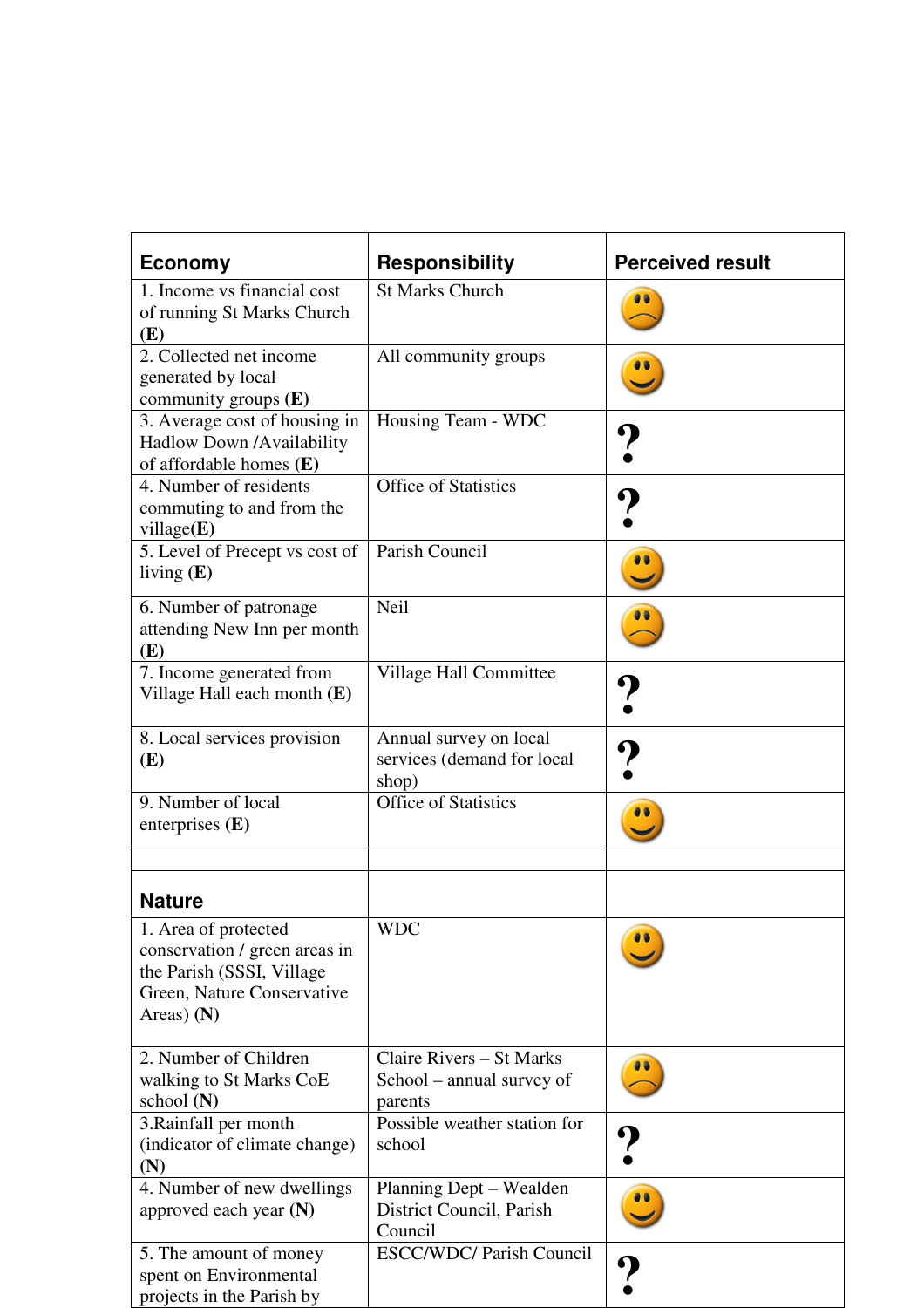| Economy | Responsibility | Perceived result |
|---|---|---|
| 1. Income vs financial cost of running St Marks Church **(E)** | St Marks Church | ☹ |
| 2. Collected net income generated by local community groups **(E)** | All community groups | ☺ |
| 3. Average cost of housing in Hadlow Down /Availability of affordable homes **(E)** | Housing Team - WDC | ? |
| 4. Number of residents commuting to and from the village**(E)** | Office of Statistics | ? |
| 5. Level of Precept vs cost of living **(E)** | Parish Council | ☺ |
| 6. Number of patronage attending New Inn per month **(E)** | Neil | ☹ |
| 7. Income generated from Village Hall each month **(E)** | Village Hall Committee | ? |
| 8. Local services provision **(E)** | Annual survey on local services (demand for local shop) | ? |
| 9. Number of local enterprises **(E)** | Office of Statistics | ☺ |
| | | |
| **Nature** | | |
| 1. Area of protected conservation / green areas in the Parish (SSSI, Village Green, Nature Conservative Areas) **(N)** | WDC | ☺ |
| 2. Number of Children walking to St Marks CoE school **(N)** | Claire Rivers – St Marks School – annual survey of parents | ☹ |
| 3.Rainfall per month (indicator of climate change) **(N)** | Possible weather station for school | ? |
| 4. Number of new dwellings approved each year **(N)** | Planning Dept – Wealden District Council, Parish Council | ☺ |
| 5. The amount of money spent on Environmental projects in the Parish by | ESCC/WDC/ Parish Council | ? |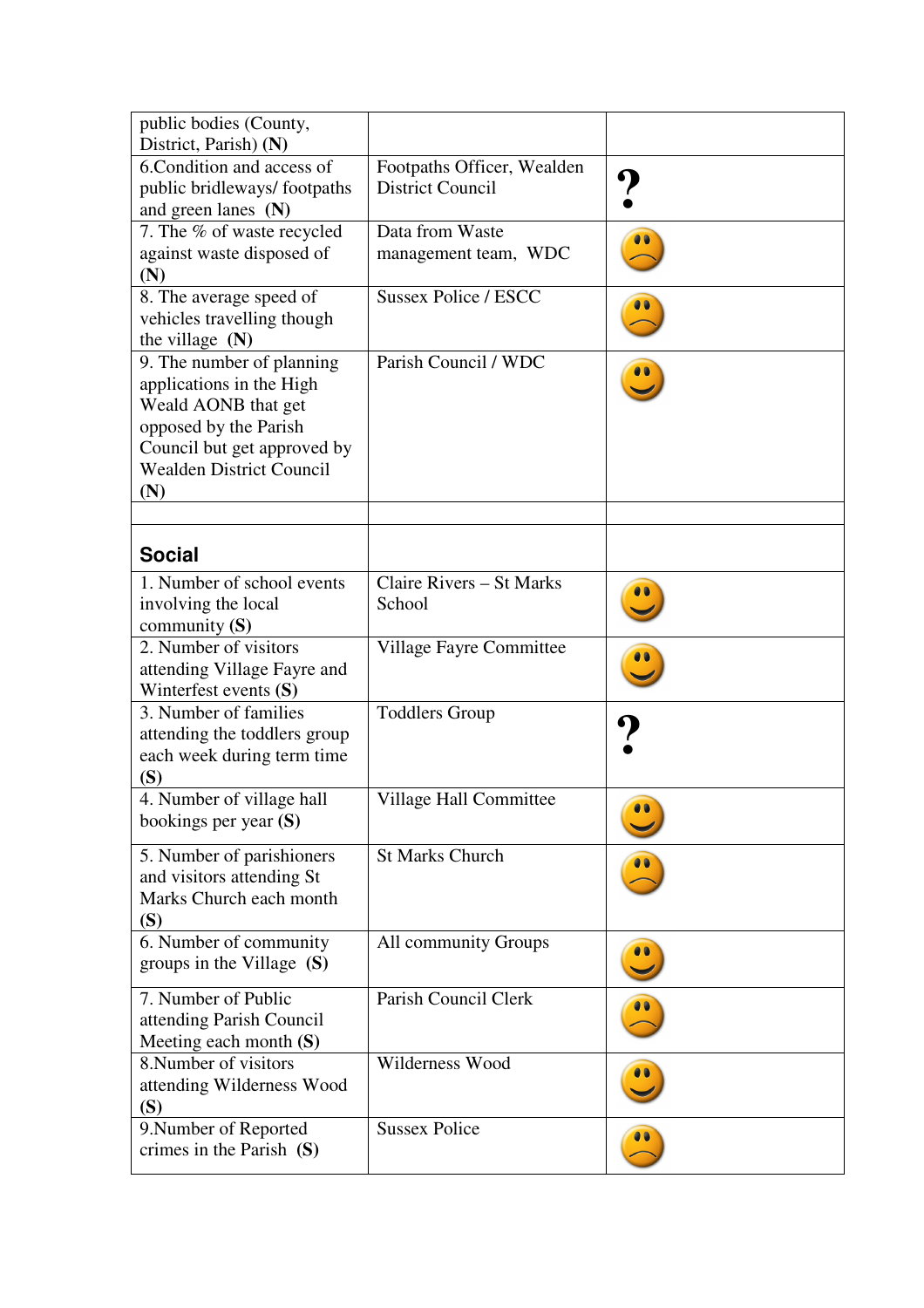| | | |
|---|---|---|
| public bodies (County, District, Parish) **(N)** | | |
| 6.Condition and access of public bridleways/ footpaths and green lanes **(N)** | Footpaths Officer, Wealden District Council | ? |
| 7. The % of waste recycled against waste disposed of **(N)** | Data from Waste management team, WDC | 🙁 |
| 8. The average speed of vehicles travelling though the village **(N)** | Sussex Police / ESCC | 🙁 |
| 9. The number of planning applications in the High Weald AONB that get opposed by the Parish Council but get approved by Wealden District Council **(N)** | Parish Council / WDC | 🙂 |
| | | |
| **Social** | | |
| 1. Number of school events involving the local community **(S)** | Claire Rivers – St Marks School | 🙂 |
| 2. Number of visitors attending Village Fayre and Winterfest events **(S)** | Village Fayre Committee | 🙂 |
| 3. Number of families attending the toddlers group each week during term time **(S)** | Toddlers Group | ? |
| 4. Number of village hall bookings per year **(S)** | Village Hall Committee | 🙂 |
| 5. Number of parishioners and visitors attending St Marks Church each month **(S)** | St Marks Church | 🙁 |
| 6. Number of community groups in the Village **(S)** | All community Groups | 🙂 |
| 7. Number of Public attending Parish Council Meeting each month **(S)** | Parish Council Clerk | 🙁 |
| 8.Number of visitors attending Wilderness Wood **(S)** | Wilderness Wood | 🙂 |
| 9.Number of Reported crimes in the Parish **(S)** | Sussex Police | 🙁 |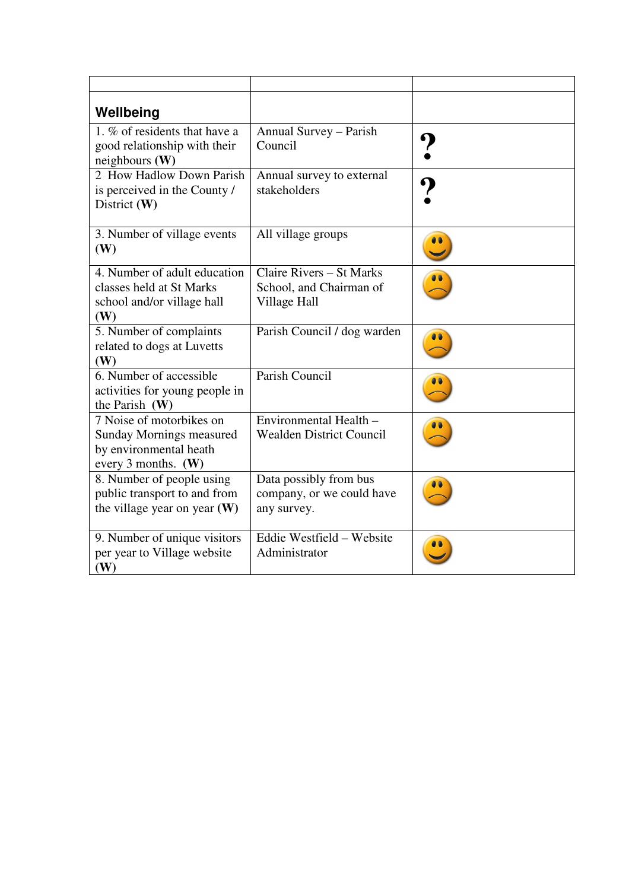| | | |
|---|---|---|
| **Wellbeing** | | |
| 1. % of residents that have a good relationship with their neighbours **(W)** | Annual Survey – Parish Council | ? |
| 2 How Hadlow Down Parish is perceived in the County / District **(W)** | Annual survey to external stakeholders | ? |
| 3. Number of village events **(W)** | All village groups | |
| 4. Number of adult education classes held at St Marks school and/or village hall **(W)** | Claire Rivers – St Marks School, and Chairman of Village Hall | |
| 5. Number of complaints related to dogs at Luvetts **(W)** | Parish Council / dog warden | |
| 6. Number of accessible activities for young people in the Parish **(W)** | Parish Council | |
| 7 Noise of motorbikes on Sunday Mornings measured by environmental heath every 3 months. **(W)** | Environmental Health – Wealden District Council | |
| 8. Number of people using public transport to and from the village year on year **(W)** | Data possibly from bus company, or we could have any survey. | |
| 9. Number of unique visitors per year to Village website **(W)** | Eddie Westfield – Website Administrator | |